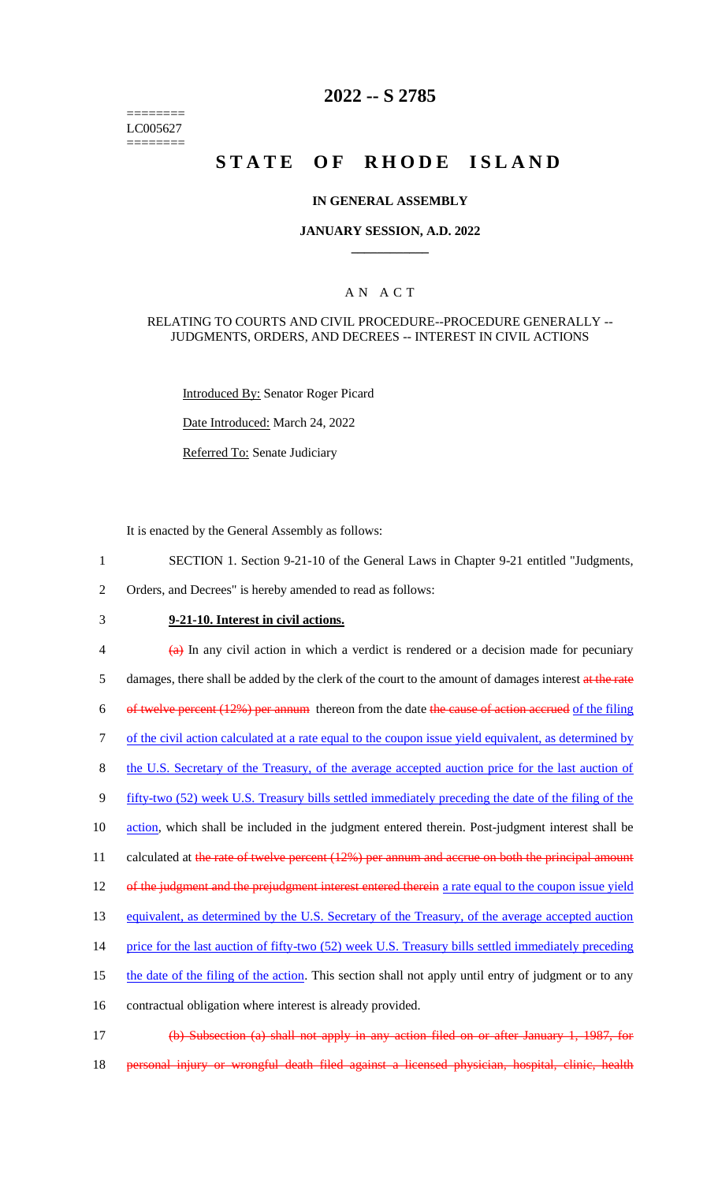========
LC005627
========

# 2022 -- S 2785

# STATE OF RHODE ISLAND

## IN GENERAL ASSEMBLY

### JANUARY SESSION, A.D. 2022

## A N A C T

RELATING TO COURTS AND CIVIL PROCEDURE--PROCEDURE GENERALLY -- JUDGMENTS, ORDERS, AND DECREES -- INTEREST IN CIVIL ACTIONS

Introduced By: Senator Roger Picard

Date Introduced: March 24, 2022

Referred To: Senate Judiciary

It is enacted by the General Assembly as follows:

1 SECTION 1. Section 9-21-10 of the General Laws in Chapter 9-21 entitled "Judgments,
2 Orders, and Decrees" is hereby amended to read as follows:

3 **9-21-10. Interest in civil actions.**

4 ~~(a)~~ In any civil action in which a verdict is rendered or a decision made for pecuniary
5 damages, there shall be added by the clerk of the court to the amount of damages interest ~~at the rate~~
6 ~~of twelve percent (12%) per annum~~ thereon from the date ~~the cause of action accrued~~ <u>of the filing</u>
7 <u>of the civil action calculated at a rate equal to the coupon issue yield equivalent, as determined by</u>
8 <u>the U.S. Secretary of the Treasury, of the average accepted auction price for the last auction of</u>
9 <u>fifty-two (52) week U.S. Treasury bills settled immediately preceding the date of the filing of the</u>
10 <u>action</u>, which shall be included in the judgment entered therein. Post-judgment interest shall be
11 calculated at ~~the rate of twelve percent (12%) per annum and accrue on both the principal amount~~
12 ~~of the judgment and the prejudgment interest entered therein~~ <u>a rate equal to the coupon issue yield</u>
13 <u>equivalent, as determined by the U.S. Secretary of the Treasury, of the average accepted auction</u>
14 <u>price for the last auction of fifty-two (52) week U.S. Treasury bills settled immediately preceding</u>
15 <u>the date of the filing of the action</u>. This section shall not apply until entry of judgment or to any
16 contractual obligation where interest is already provided.

17 ~~(b) Subsection (a) shall not apply in any action filed on or after January 1, 1987, for~~
18 ~~personal injury or wrongful death filed against a licensed physician, hospital, clinic, health~~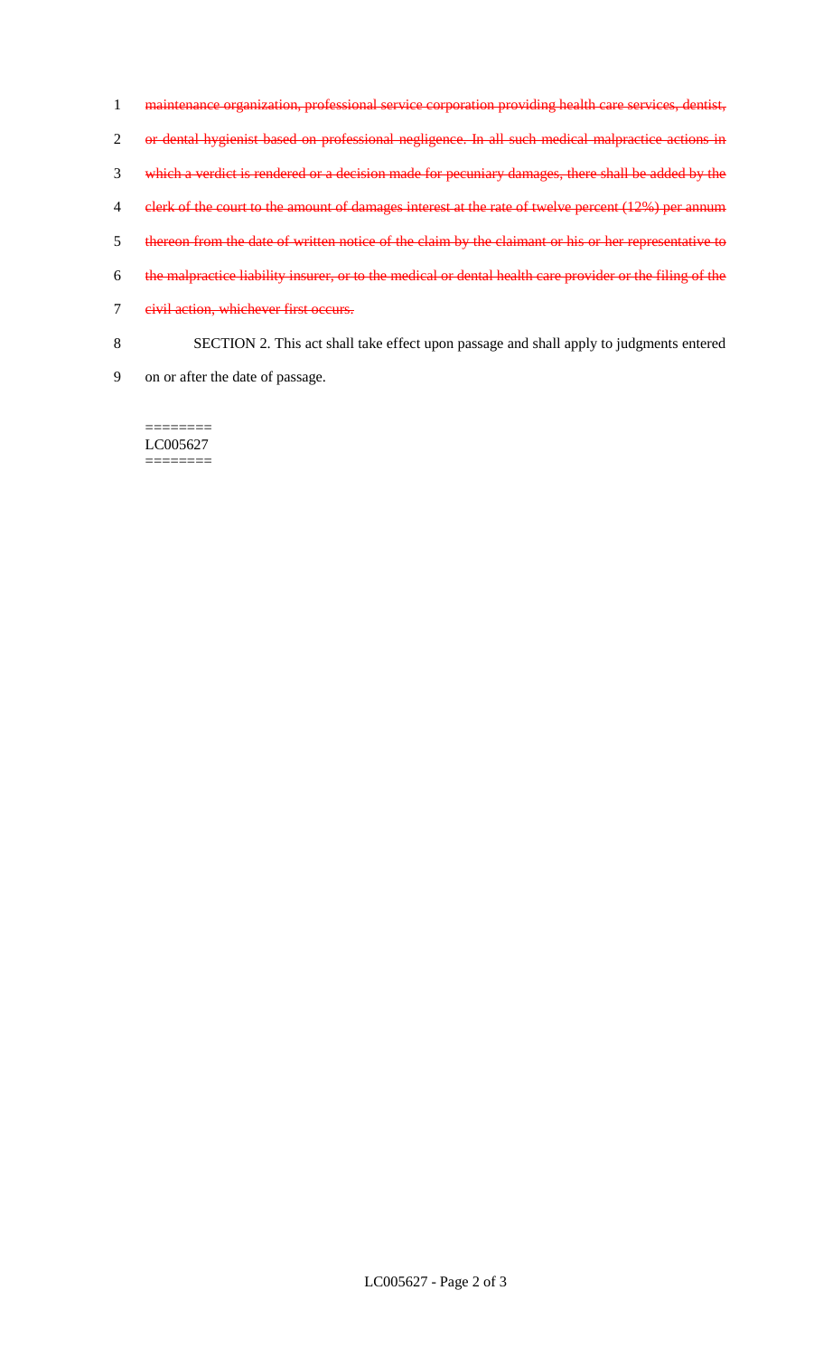~~maintenance organization, professional service corporation providing health care services, dentist, or dental hygienist based on professional negligence. In all such medical malpractice actions in which a verdict is rendered or a decision made for pecuniary damages, there shall be added by the clerk of the court to the amount of damages interest at the rate of twelve percent (12%) per annum thereon from the date of written notice of the claim by the claimant or his or her representative to the malpractice liability insurer, or to the medical or dental health care provider or the filing of the civil action, whichever first occurs.~~

SECTION 2. This act shall take effect upon passage and shall apply to judgments entered on or after the date of passage.

========
LC005627
========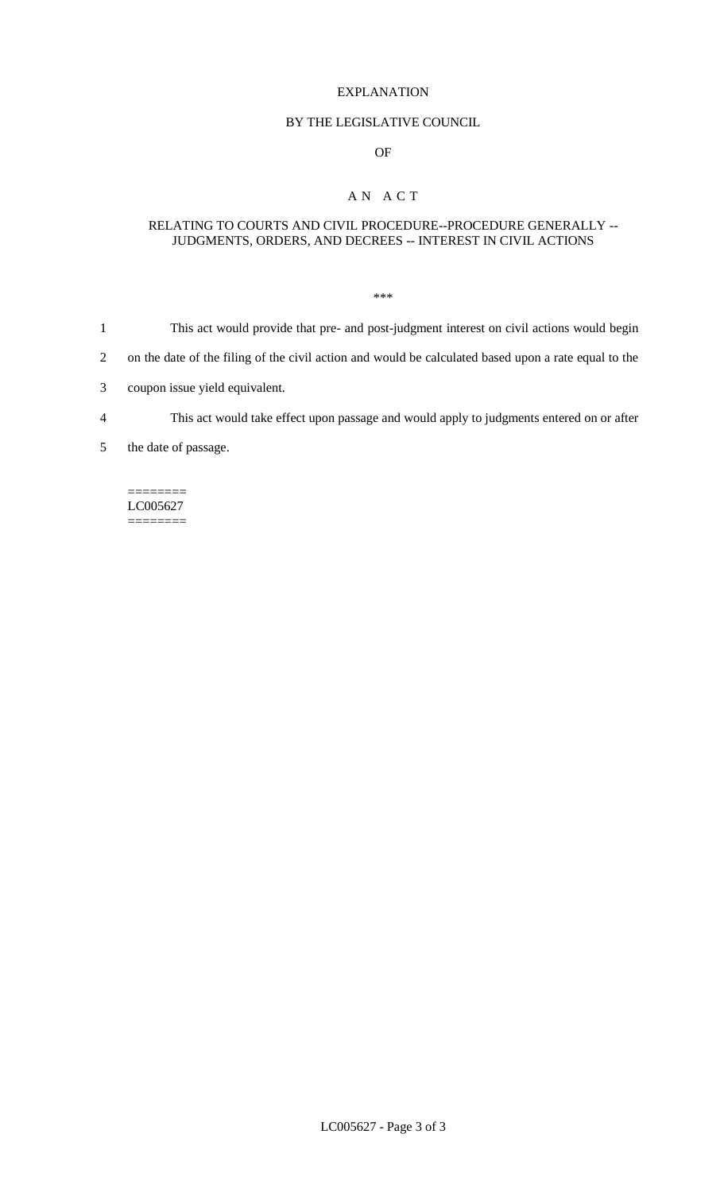EXPLANATION

BY THE LEGISLATIVE COUNCIL

OF

A N A C T

RELATING TO COURTS AND CIVIL PROCEDURE--PROCEDURE GENERALLY -- JUDGMENTS, ORDERS, AND DECREES -- INTEREST IN CIVIL ACTIONS

***

1 This act would provide that pre- and post-judgment interest on civil actions would begin
2 on the date of the filing of the civil action and would be calculated based upon a rate equal to the
3 coupon issue yield equivalent.
4 This act would take effect upon passage and would apply to judgments entered on or after
5 the date of passage.

========
LC005627
========